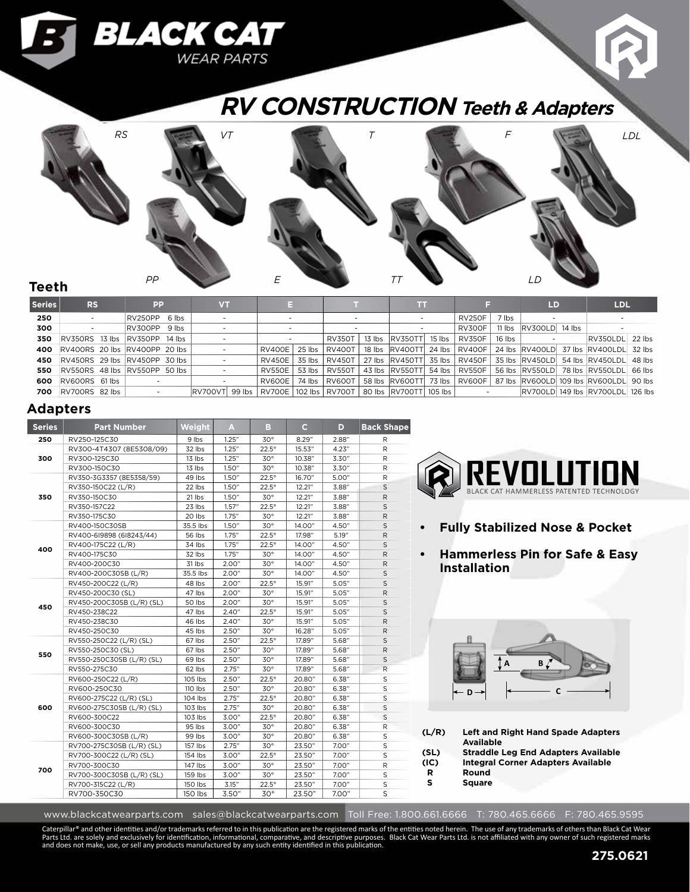# BLACK CAT WEAR PARTS

## RV CONSTRUCTION Teeth & Adapters

RS, VT, T, F, LDL, PP, E, TT, LD

### Teeth

| Series | RS | | PP | | VT | | E | | T | | TT | | F | | LD | | LDL | |
|---|---|---|---|---|---|---|---|---|---|---|---|---|---|---|---|---|---|---|
| 250 | - | | RV250PP | 6 lbs | - | | - | | - | | - | | RV250F | 7 lbs | - | | - | |
| 300 | - | | RV300PP | 9 lbs | - | | - | | - | | - | | RV300F | 11 lbs | RV300LD | 14 lbs | - | |
| 350 | RV350RS | 13 lbs | RV350PP | 14 lbs | - | | - | | RV350T | 13 lbs | RV350TT | 15 lbs | RV350F | 16 lbs | - | | RV350LDL | 22 lbs |
| 400 | RV400RS | 20 lbs | RV400PP | 20 lbs | - | | RV400E | 25 lbs | RV400T | 18 lbs | RV400TT | 24 lbs | RV400F | 24 lbs | RV400LD | 37 lbs | RV400LDL | 32 lbs |
| 450 | RV450RS | 29 lbs | RV450PP | 30 lbs | - | | RV450E | 35 lbs | RV450T | 27 lbs | RV450TT | 35 lbs | RV450F | 35 lbs | RV450LD | 54 lbs | RV450LDL | 48 lbs |
| 550 | RV550RS | 48 lbs | RV550PP | 50 lbs | - | | RV550E | 53 lbs | RV550T | 43 lbs | RV550TT | 54 lbs | RV550F | 56 lbs | RV550LD | 78 lbs | RV550LDL | 66 lbs |
| 600 | RV600RS | 61 lbs | - | | - | | RV600E | 74 lbs | RV600T | 58 lbs | RV600TT | 73 lbs | RV600F | 87 lbs | RV600LD | 109 lbs | RV600LDL | 90 lbs |
| 700 | RV700RS | 82 lbs | - | | RV700VT | 99 lbs | RV700E | 102 lbs | RV700T | 80 lbs | RV700TT | 105 lbs | - | | RV700LD | 149 lbs | RV700LDL | 126 lbs |

### Adapters

| Series | Part Number | Weight | A | B | C | D | Back Shape |
|---|---|---|---|---|---|---|---|
| 250 | RV250-125C30 | 9 lbs | 1.25" | 30° | 8.29" | 2.88" | R |
| 300 | RV300-4T4307 (8E5308/09) | 32 lbs | 1.25" | 22.5° | 15.53" | 4.23" | R |
| | RV300-125C30 | 13 lbs | 1.25" | 30° | 10.38" | 3.30" | R |
| | RV300-150C30 | 13 lbs | 1.50" | 30° | 10.38" | 3.30" | R |
| 350 | RV350-3G3357 (8E5358/59) | 49 lbs | 1.50" | 22.5° | 16.70" | 5.00" | R |
| | RV350-150C22 (L/R) | 22 lbs | 1.50" | 22.5° | 12.21" | 3.88" | S |
| | RV350-150C30 | 21 lbs | 1.50" | 30° | 12.21" | 3.88" | R |
| | RV350-157C22 | 23 lbs | 1.57" | 22.5° | 12.21" | 3.88" | S |
| | RV350-175C30 | 20 lbs | 1.75" | 30° | 12.21" | 3.88" | R |
| 400 | RV400-150C30SB | 35.5 lbs | 1.50" | 30° | 14.00" | 4.50" | S |
| | RV400-6I9898 (6I8243/44) | 56 lbs | 1.75" | 22.5° | 17.98" | 5.19" | R |
| | RV400-175C22 (L/R) | 34 lbs | 1.75" | 22.5° | 14.00" | 4.50" | S |
| | RV400-175C30 | 32 lbs | 1.75" | 30° | 14.00" | 4.50" | R |
| | RV400-200C30 | 31 lbs | 2.00" | 30° | 14.00" | 4.50" | R |
| | RV400-200C30SB (L/R) | 35.5 lbs | 2.00" | 30° | 14.00" | 4.50" | S |
| 450 | RV450-200C22 (L/R) | 48 lbs | 2.00" | 22.5° | 15.91" | 5.05" | S |
| | RV450-200C30 (SL) | 47 lbs | 2.00" | 30° | 15.91" | 5.05" | R |
| | RV450-200C30SB (L/R) (SL) | 50 lbs | 2.00" | 30° | 15.91" | 5.05" | S |
| | RV450-238C22 | 47 lbs | 2.40" | 22.5° | 15.91" | 5.05" | S |
| | RV450-238C30 | 46 lbs | 2.40" | 30° | 15.91" | 5.05" | R |
| | RV450-250C30 | 45 lbs | 2.50" | 30° | 16.28" | 5.05" | R |
| 550 | RV550-250C22 (L/R) (SL) | 67 lbs | 2.50" | 22.5° | 17.89" | 5.68" | S |
| | RV550-250C30 (SL) | 67 lbs | 2.50" | 30° | 17.89" | 5.68" | R |
| | RV550-250C30SB (L/R) (SL) | 69 lbs | 2.50" | 30° | 17.89" | 5.68" | S |
| | RV550-275C30 | 62 lbs | 2.75" | 30° | 17.89" | 5.68" | R |
| 600 | RV600-250C22 (L/R) | 105 lbs | 2.50" | 22.5° | 20.80" | 6.38" | S |
| | RV600-250C30 | 110 lbs | 2.50" | 30° | 20.80" | 6.38" | S |
| | RV600-275C22 (L/R) (SL) | 104 lbs | 2.75" | 22.5° | 20.80" | 6.38" | S |
| | RV600-275C30SB (L/R) (SL) | 103 lbs | 2.75" | 30° | 20.80" | 6.38" | S |
| | RV600-300C22 | 103 lbs | 3.00" | 22.5° | 20.80" | 6.38" | S |
| | RV600-300C30 | 95 lbs | 3.00" | 30° | 20.80" | 6.38" | R |
| | RV600-300C30SB (L/R) | 99 lbs | 3.00" | 30° | 20.80" | 6.38" | S |
| 700 | RV700-275C30SB (L/R) (SL) | 157 lbs | 2.75" | 30° | 23.50" | 7.00" | S |
| | RV700-300C22 (L/R) (SL) | 154 lbs | 3.00" | 22.5° | 23.50" | 7.00" | S |
| | RV700-300C30 | 147 lbs | 3.00" | 30° | 23.50" | 7.00" | R |
| | RV700-300C30SB (L/R) (SL) | 159 lbs | 3.00" | 30° | 23.50" | 7.00" | S |
| | RV700-315C22 (L/R) | 150 lbs | 3.15" | 22.5° | 23.50" | 7.00" | S |
| | RV700-350C30 | 150 lbs | 3.50" | 30° | 23.50" | 7.00" | S |

## REVOLUTION

BLACK CAT HAMMERLESS PATENTED TECHNOLOGY

- **Fully Stabilized Nose & Pocket**
- **Hammerless Pin for Safe & Easy Installation**

A, B, C, D

**(L/R)** Left and Right Hand Spade Adapters Available
**(SL)** Straddle Leg End Adapters Available
**(IC)** Integral Corner Adapters Available
**R** Round
**S** Square

www.blackcatwearparts.com sales@blackcatwearparts.com Toll Free: 1.800.661.6666 T: 780.465.6666 F: 780.465.9595

Caterpillar® and other identities and/or trademarks referred to in this publication are the registered marks of the entities noted herein. The use of any trademarks of others than Black Cat Wear Parts Ltd. are solely and exclusively for identification, informational, comparative, and descriptive purposes. Black Cat Wear Parts Ltd. is not affiliated with any owner of such registered marks and does not make, use, or sell any products manufactured by any such entity identified in this publication.

**275.0621**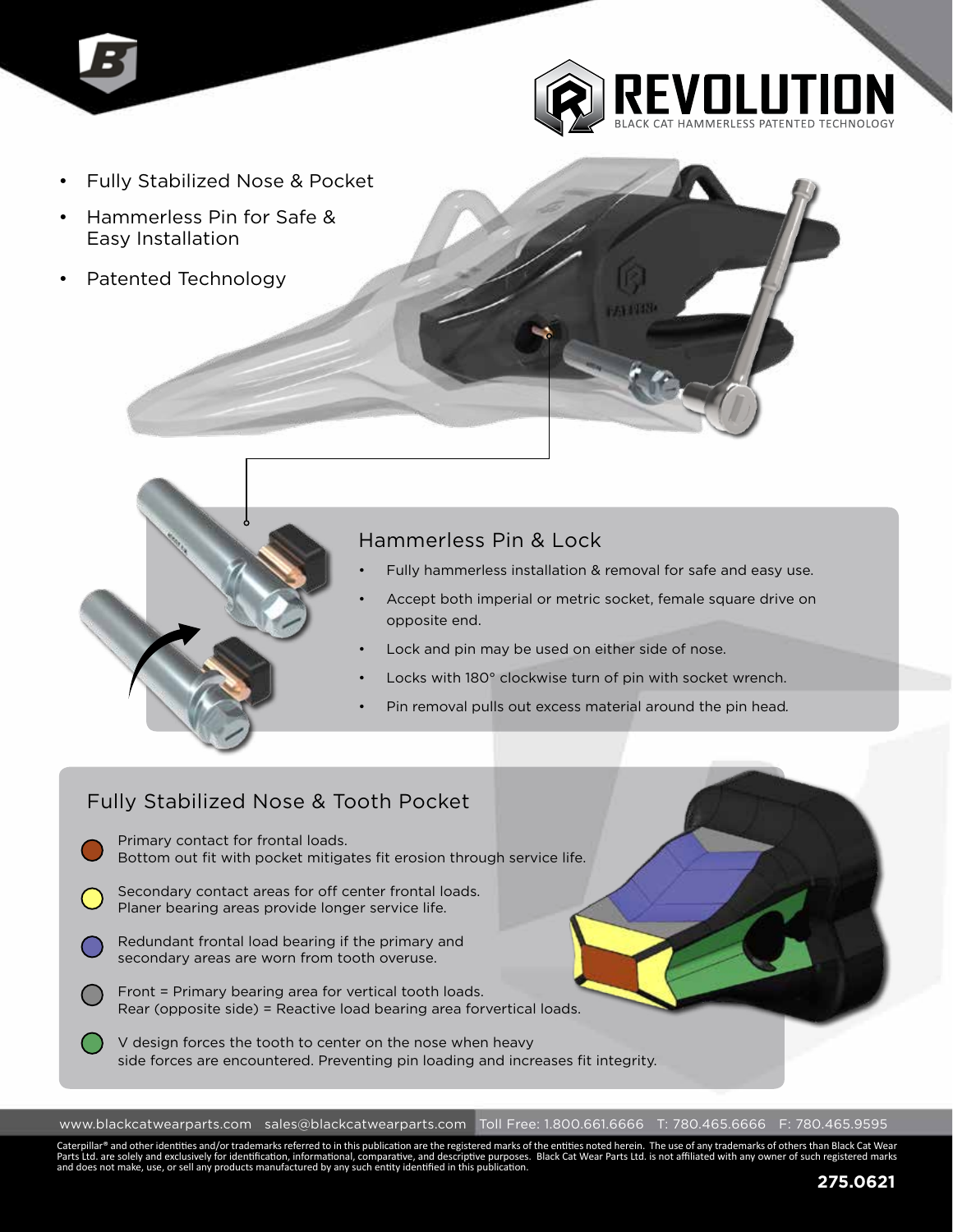# REVOLUTION

BLACK CAT HAMMERLESS PATENTED TECHNOLOGY

- Fully Stabilized Nose & Pocket
- Hammerless Pin for Safe & Easy Installation
- Patented Technology

## Hammerless Pin & Lock

- Fully hammerless installation & removal for safe and easy use.
- Accept both imperial or metric socket, female square drive on opposite end.
- Lock and pin may be used on either side of nose.
- Locks with 180° clockwise turn of pin with socket wrench.
- Pin removal pulls out excess material around the pin head.

## Fully Stabilized Nose & Tooth Pocket

- Primary contact for frontal loads.
  Bottom out fit with pocket mitigates fit erosion through service life.
- Secondary contact areas for off center frontal loads.
  Planer bearing areas provide longer service life.
- Redundant frontal load bearing if the primary and secondary areas are worn from tooth overuse.
- Front = Primary bearing area for vertical tooth loads.
  Rear (opposite side) = Reactive load bearing area forvertical loads.
- V design forces the tooth to center on the nose when heavy side forces are encountered. Preventing pin loading and increases fit integrity.

www.blackcatwearparts.com sales@blackcatwearparts.com Toll Free: 1.800.661.6666 T: 780.465.6666 F: 780.465.9595

Caterpillar® and other identities and/or trademarks referred to in this publication are the registered marks of the entities noted herein. The use of any trademarks of others than Black Cat Wear Parts Ltd. are solely and exclusively for identification, informational, comparative, and descriptive purposes. Black Cat Wear Parts Ltd. is not affiliated with any owner of such registered marks and does not make, use, or sell any products manufactured by any such entity identified in this publication.

275.0621